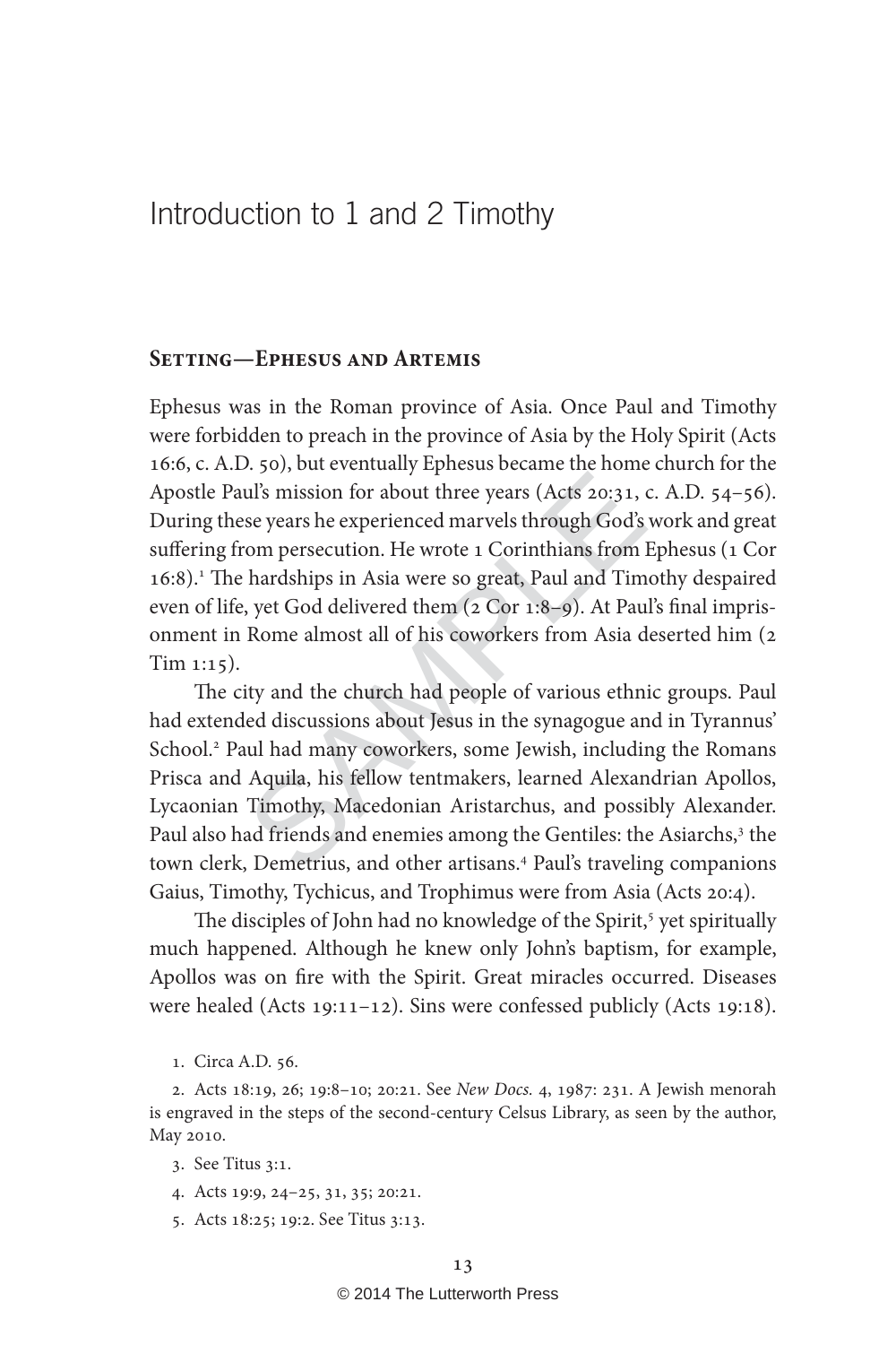# Introduction to 1 and 2 Timothy

## Setting—Ephesus and Artemis

Ephesus was in the Roman province of Asia. Once Paul and Timothy were forbidden to preach in the province of Asia by the Holy Spirit (Acts 16:6, c. A.D. 50), but eventually Ephesus became the home church for the Apostle Paul's mission for about three years (Acts 20:31, c. A.D. 54–56). During these years he experienced marvels through God's work and great suffering from persecution. He wrote 1 Corinthians from Ephesus (1 Cor 16:8).[1] The hardships in Asia were so great, Paul and Timothy despaired even of life, yet God delivered them (2 Cor 1:8–9). At Paul's final imprisonment in Rome almost all of his coworkers from Asia deserted him (2 Tim 1:15).

The city and the church had people of various ethnic groups. Paul had extended discussions about Jesus in the synagogue and in Tyrannus' School.[2] Paul had many coworkers, some Jewish, including the Romans Prisca and Aquila, his fellow tentmakers, learned Alexandrian Apollos, Lycaonian Timothy, Macedonian Aristarchus, and possibly Alexander. Paul also had friends and enemies among the Gentiles: the Asiarchs,[3] the town clerk, Demetrius, and other artisans.[4] Paul's traveling companions Gaius, Timothy, Tychicus, and Trophimus were from Asia (Acts 20:4).

The disciples of John had no knowledge of the Spirit,[5] yet spiritually much happened. Although he knew only John's baptism, for example, Apollos was on fire with the Spirit. Great miracles occurred. Diseases were healed (Acts 19:11–12). Sins were confessed publicly (Acts 19:18).

1. Circa A.D. 56.

2. Acts 18:19, 26; 19:8–10; 20:21. See *New Docs.* 4, 1987: 231. A Jewish menorah is engraved in the steps of the second-century Celsus Library, as seen by the author, May 2010.

3. See Titus 3:1.

4. Acts 19:9, 24–25, 31, 35; 20:21.

5. Acts 18:25; 19:2. See Titus 3:13.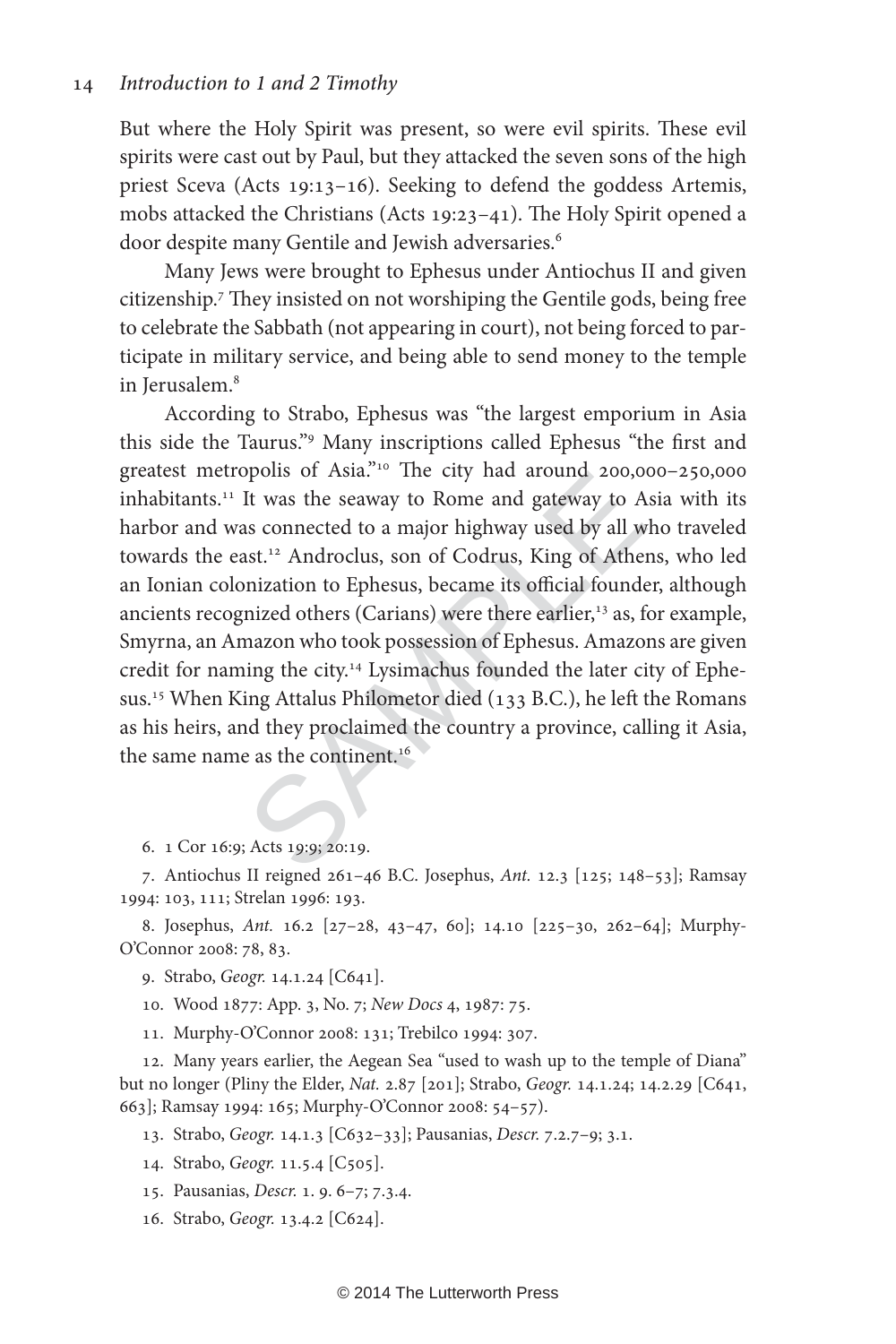But where the Holy Spirit was present, so were evil spirits. These evil spirits were cast out by Paul, but they attacked the seven sons of the high priest Sceva (Acts 19:13–16). Seeking to defend the goddess Artemis, mobs attacked the Christians (Acts 19:23–41). The Holy Spirit opened a door despite many Gentile and Jewish adversaries.[6]

Many Jews were brought to Ephesus under Antiochus II and given citizenship.[7] They insisted on not worshiping the Gentile gods, being free to celebrate the Sabbath (not appearing in court), not being forced to participate in military service, and being able to send money to the temple in Jerusalem.[8]

According to Strabo, Ephesus was "the largest emporium in Asia this side the Taurus."[9] Many inscriptions called Ephesus "the first and greatest metropolis of Asia."[10] The city had around 200,000–250,000 inhabitants.[11] It was the seaway to Rome and gateway to Asia with its harbor and was connected to a major highway used by all who traveled towards the east.[12] Androclus, son of Codrus, King of Athens, who led an Ionian colonization to Ephesus, became its official founder, although ancients recognized others (Carians) were there earlier,[13] as, for example, Smyrna, an Amazon who took possession of Ephesus. Amazons are given credit for naming the city.[14] Lysimachus founded the later city of Ephesus.[15] When King Attalus Philometor died (133 B.C.), he left the Romans as his heirs, and they proclaimed the country a province, calling it Asia, the same name as the continent.[16]

6. 1 Cor 16:9; Acts 19:9; 20:19.

7. Antiochus II reigned 261–46 B.C. Josephus, *Ant.* 12.3 [125; 148–53]; Ramsay 1994: 103, 111; Strelan 1996: 193.

8. Josephus, *Ant.* 16.2 [27–28, 43–47, 60]; 14.10 [225–30, 262–64]; Murphy-O'Connor 2008: 78, 83.

9. Strabo, *Geogr.* 14.1.24 [C641].

10. Wood 1877: App. 3, No. 7; *New Docs* 4, 1987: 75.

11. Murphy-O'Connor 2008: 131; Trebilco 1994: 307.

12. Many years earlier, the Aegean Sea "used to wash up to the temple of Diana" but no longer (Pliny the Elder, *Nat.* 2.87 [201]; Strabo, *Geogr.* 14.1.24; 14.2.29 [C641, 663]; Ramsay 1994: 165; Murphy-O'Connor 2008: 54–57).

13. Strabo, *Geogr.* 14.1.3 [C632–33]; Pausanias, *Descr.* 7.2.7–9; 3.1.

14. Strabo, *Geogr.* 11.5.4 [C505].

15. Pausanias, *Descr.* 1. 9. 6–7; 7.3.4.

16. Strabo, *Geogr.* 13.4.2 [C624].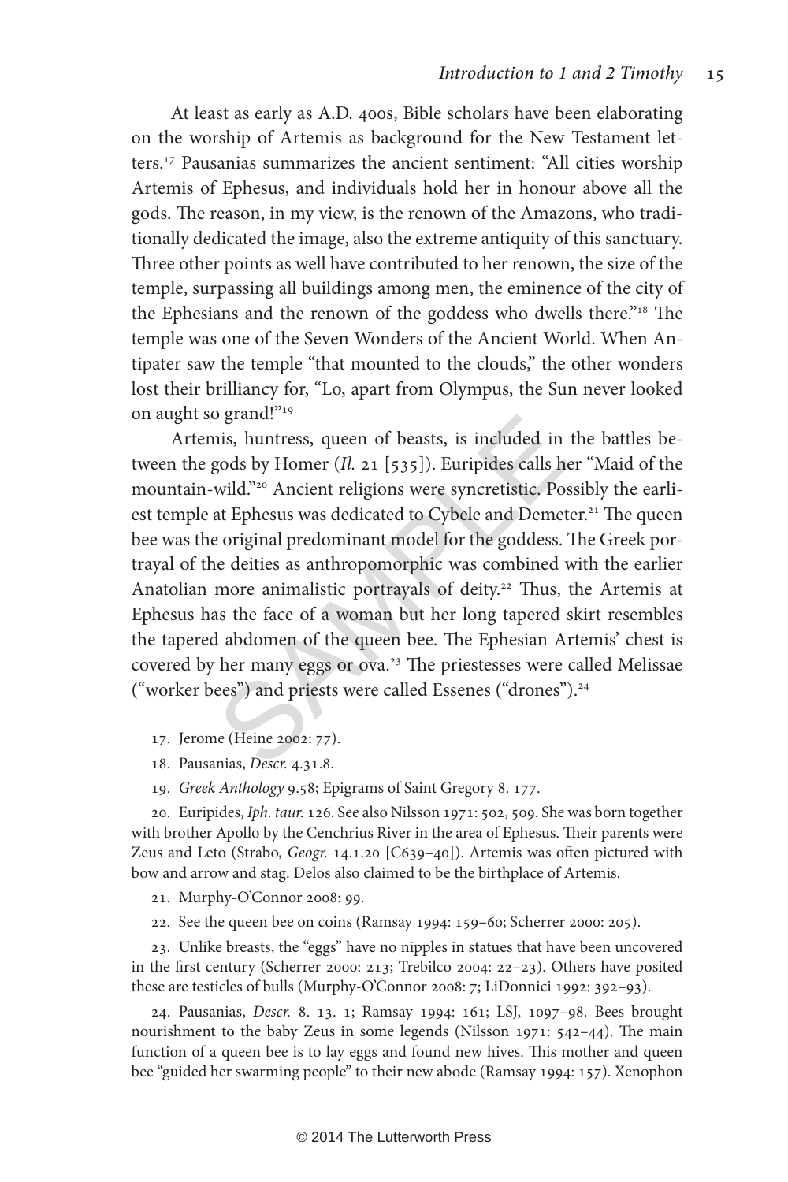At least as early as A.D. 400s, Bible scholars have been elaborating on the worship of Artemis as background for the New Testament letters.[17] Pausanias summarizes the ancient sentiment: "All cities worship Artemis of Ephesus, and individuals hold her in honour above all the gods. The reason, in my view, is the renown of the Amazons, who traditionally dedicated the image, also the extreme antiquity of this sanctuary. Three other points as well have contributed to her renown, the size of the temple, surpassing all buildings among men, the eminence of the city of the Ephesians and the renown of the goddess who dwells there."[18] The temple was one of the Seven Wonders of the Ancient World. When Antipater saw the temple "that mounted to the clouds," the other wonders lost their brilliancy for, "Lo, apart from Olympus, the Sun never looked on aught so grand!"[19]

Artemis, huntress, queen of beasts, is included in the battles between the gods by Homer (*Il.* 21 [535]). Euripides calls her "Maid of the mountain-wild."[20] Ancient religions were syncretistic. Possibly the earliest temple at Ephesus was dedicated to Cybele and Demeter.[21] The queen bee was the original predominant model for the goddess. The Greek portrayal of the deities as anthropomorphic was combined with the earlier Anatolian more animalistic portrayals of deity.[22] Thus, the Artemis at Ephesus has the face of a woman but her long tapered skirt resembles the tapered abdomen of the queen bee. The Ephesian Artemis' chest is covered by her many eggs or ova.[23] The priestesses were called Melissae ("worker bees") and priests were called Essenes ("drones").[24]

17. Jerome (Heine 2002: 77).

18. Pausanias, *Descr.* 4.31.8.

19. *Greek Anthology* 9.58; Epigrams of Saint Gregory 8. 177.

20. Euripides, *Iph. taur.* 126. See also Nilsson 1971: 502, 509. She was born together with brother Apollo by the Cenchrius River in the area of Ephesus. Their parents were Zeus and Leto (Strabo, *Geogr.* 14.1.20 [C639–40]). Artemis was often pictured with bow and arrow and stag. Delos also claimed to be the birthplace of Artemis.

21. Murphy-O'Connor 2008: 99.

22. See the queen bee on coins (Ramsay 1994: 159–60; Scherrer 2000: 205).

23. Unlike breasts, the "eggs" have no nipples in statues that have been uncovered in the first century (Scherrer 2000: 213; Trebilco 2004: 22–23). Others have posited these are testicles of bulls (Murphy-O'Connor 2008: 7; LiDonnici 1992: 392–93).

24. Pausanias, *Descr.* 8. 13. 1; Ramsay 1994: 161; LSJ, 1097–98. Bees brought nourishment to the baby Zeus in some legends (Nilsson 1971: 542–44). The main function of a queen bee is to lay eggs and found new hives. This mother and queen bee "guided her swarming people" to their new abode (Ramsay 1994: 157). Xenophon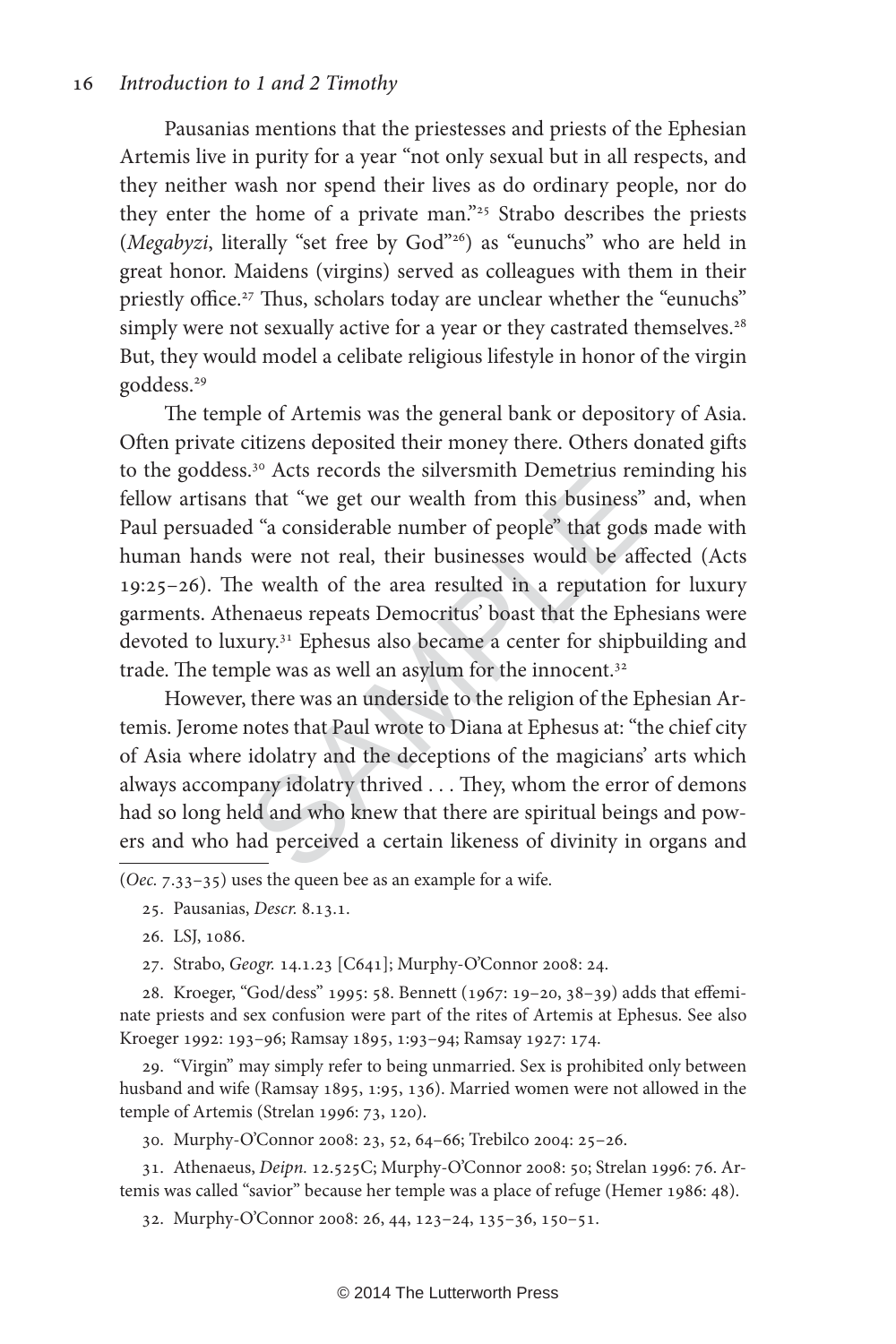Pausanias mentions that the priestesses and priests of the Ephesian Artemis live in purity for a year "not only sexual but in all respects, and they neither wash nor spend their lives as do ordinary people, nor do they enter the home of a private man."[25] Strabo describes the priests (*Megabyzi*, literally "set free by God"[26]) as "eunuchs" who are held in great honor. Maidens (virgins) served as colleagues with them in their priestly office.[27] Thus, scholars today are unclear whether the "eunuchs" simply were not sexually active for a year or they castrated themselves.[28] But, they would model a celibate religious lifestyle in honor of the virgin goddess.[29]

The temple of Artemis was the general bank or depository of Asia. Often private citizens deposited their money there. Others donated gifts to the goddess.[30] Acts records the silversmith Demetrius reminding his fellow artisans that "we get our wealth from this business" and, when Paul persuaded "a considerable number of people" that gods made with human hands were not real, their businesses would be affected (Acts 19:25–26). The wealth of the area resulted in a reputation for luxury garments. Athenaeus repeats Democritus' boast that the Ephesians were devoted to luxury.[31] Ephesus also became a center for shipbuilding and trade. The temple was as well an asylum for the innocent.[32]

However, there was an underside to the religion of the Ephesian Artemis. Jerome notes that Paul wrote to Diana at Ephesus at: "the chief city of Asia where idolatry and the deceptions of the magicians' arts which always accompany idolatry thrived . . . They, whom the error of demons had so long held and who knew that there are spiritual beings and powers and who had perceived a certain likeness of divinity in organs and

---

(*Oec.* 7.33–35) uses the queen bee as an example for a wife.

25. Pausanias, *Descr.* 8.13.1.

26. LSJ, 1086.

27. Strabo, *Geogr.* 14.1.23 [C641]; Murphy-O'Connor 2008: 24.

28. Kroeger, "God/dess" 1995: 58. Bennett (1967: 19–20, 38–39) adds that effeminate priests and sex confusion were part of the rites of Artemis at Ephesus. See also Kroeger 1992: 193–96; Ramsay 1895, 1:93–94; Ramsay 1927: 174.

29. "Virgin" may simply refer to being unmarried. Sex is prohibited only between husband and wife (Ramsay 1895, 1:95, 136). Married women were not allowed in the temple of Artemis (Strelan 1996: 73, 120).

30. Murphy-O'Connor 2008: 23, 52, 64–66; Trebilco 2004: 25–26.

31. Athenaeus, *Deipn.* 12.525C; Murphy-O'Connor 2008: 50; Strelan 1996: 76. Artemis was called "savior" because her temple was a place of refuge (Hemer 1986: 48).

32. Murphy-O'Connor 2008: 26, 44, 123–24, 135–36, 150–51.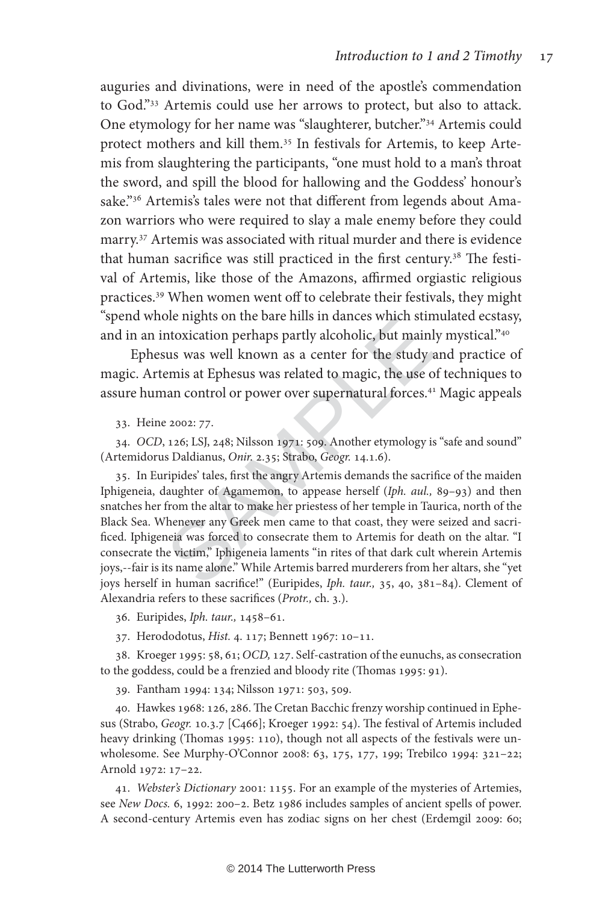auguries and divinations, were in need of the apostle's commendation to God."[33] Artemis could use her arrows to protect, but also to attack. One etymology for her name was "slaughterer, butcher."[34] Artemis could protect mothers and kill them.[35] In festivals for Artemis, to keep Artemis from slaughtering the participants, "one must hold to a man's throat the sword, and spill the blood for hallowing and the Goddess' honour's sake."[36] Artemis's tales were not that different from legends about Amazon warriors who were required to slay a male enemy before they could marry.[37] Artemis was associated with ritual murder and there is evidence that human sacrifice was still practiced in the first century.[38] The festival of Artemis, like those of the Amazons, affirmed orgiastic religious practices.[39] When women went off to celebrate their festivals, they might "spend whole nights on the bare hills in dances which stimulated ecstasy, and in an intoxication perhaps partly alcoholic, but mainly mystical."[40]

Ephesus was well known as a center for the study and practice of magic. Artemis at Ephesus was related to magic, the use of techniques to assure human control or power over supernatural forces.[41] Magic appeals

33. Heine 2002: 77.

34. *OCD*, 126; LSJ, 248; Nilsson 1971: 509. Another etymology is "safe and sound" (Artemidorus Daldianus, *Onir.* 2.35; Strabo, *Geogr.* 14.1.6).

35. In Euripides' tales, first the angry Artemis demands the sacrifice of the maiden Iphigeneia, daughter of Agamemon, to appease herself (*Iph. aul.,* 89–93) and then snatches her from the altar to make her priestess of her temple in Taurica, north of the Black Sea. Whenever any Greek men came to that coast, they were seized and sacrificed. Iphigeneia was forced to consecrate them to Artemis for death on the altar. "I consecrate the victim," Iphigeneia laments "in rites of that dark cult wherein Artemis joys,--fair is its name alone." While Artemis barred murderers from her altars, she "yet joys herself in human sacrifice!" (Euripides, *Iph. taur.,* 35, 40, 381–84). Clement of Alexandria refers to these sacrifices (*Protr.,* ch. 3.).

36. Euripides, *Iph. taur.,* 1458–61.

37. Herododotus, *Hist.* 4. 117; Bennett 1967: 10–11.

38. Kroeger 1995: 58, 61; *OCD*, 127. Self-castration of the eunuchs, as consecration to the goddess, could be a frenzied and bloody rite (Thomas 1995: 91).

39. Fantham 1994: 134; Nilsson 1971: 503, 509.

40. Hawkes 1968: 126, 286. The Cretan Bacchic frenzy worship continued in Ephesus (Strabo, *Geogr.* 10.3.7 [C466]; Kroeger 1992: 54). The festival of Artemis included heavy drinking (Thomas 1995: 110), though not all aspects of the festivals were unwholesome. See Murphy-O'Connor 2008: 63, 175, 177, 199; Trebilco 1994: 321–22; Arnold 1972: 17–22.

41. *Webster's Dictionary* 2001: 1155. For an example of the mysteries of Artemies, see *New Docs.* 6, 1992: 200–2. Betz 1986 includes samples of ancient spells of power. A second-century Artemis even has zodiac signs on her chest (Erdemgil 2009: 60;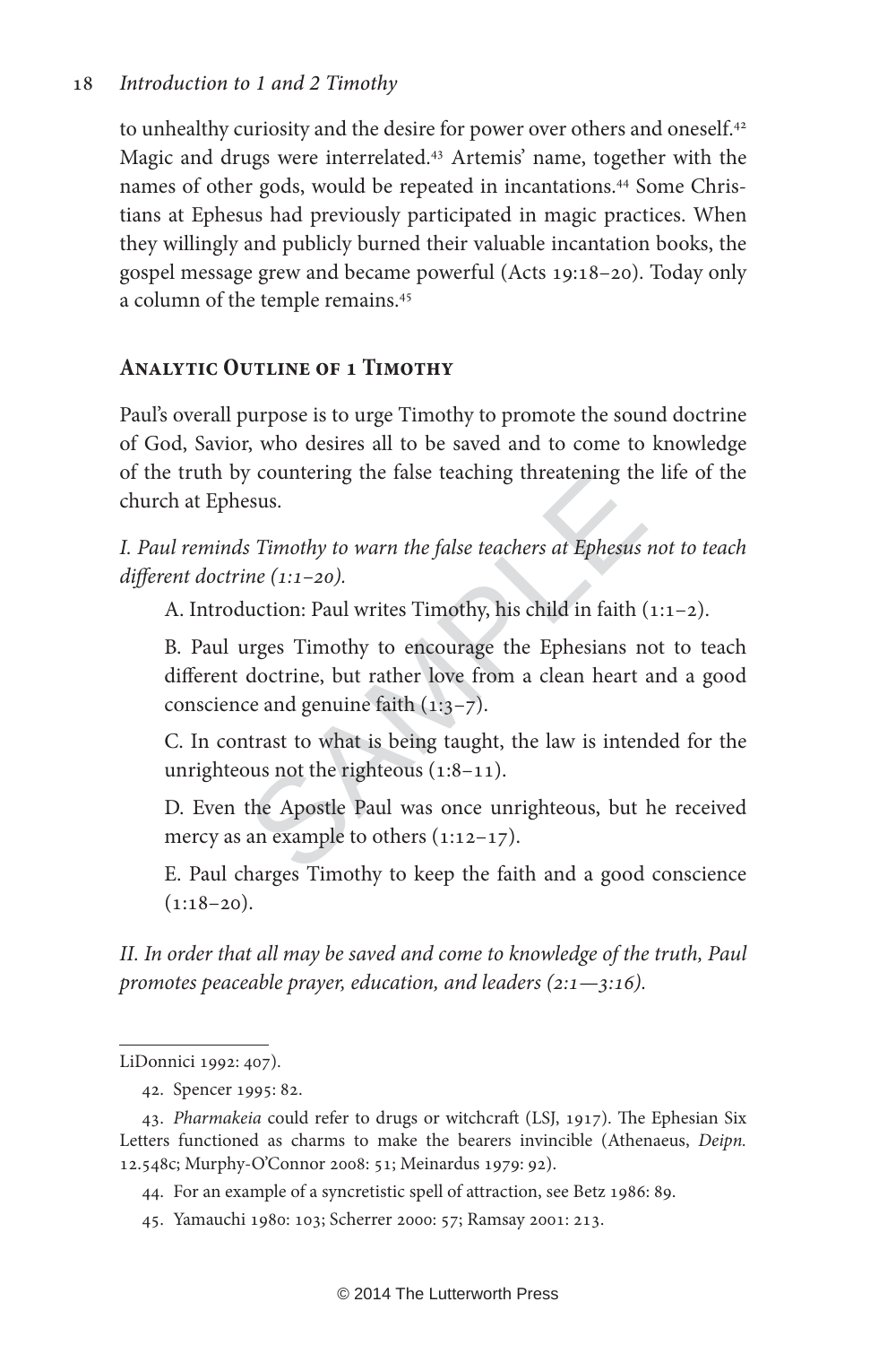to unhealthy curiosity and the desire for power over others and oneself.[42] Magic and drugs were interrelated.[43] Artemis' name, together with the names of other gods, would be repeated in incantations.[44] Some Christians at Ephesus had previously participated in magic practices. When they willingly and publicly burned their valuable incantation books, the gospel message grew and became powerful (Acts 19:18–20). Today only a column of the temple remains.[45]

## Analytic Outline of 1 Timothy

Paul's overall purpose is to urge Timothy to promote the sound doctrine of God, Savior, who desires all to be saved and to come to knowledge of the truth by countering the false teaching threatening the life of the church at Ephesus.

*I. Paul reminds Timothy to warn the false teachers at Ephesus not to teach different doctrine (1:1–20).*

A. Introduction: Paul writes Timothy, his child in faith (1:1–2).

B. Paul urges Timothy to encourage the Ephesians not to teach different doctrine, but rather love from a clean heart and a good conscience and genuine faith (1:3–7).

C. In contrast to what is being taught, the law is intended for the unrighteous not the righteous (1:8–11).

D. Even the Apostle Paul was once unrighteous, but he received mercy as an example to others (1:12–17).

E. Paul charges Timothy to keep the faith and a good conscience (1:18–20).

*II. In order that all may be saved and come to knowledge of the truth, Paul promotes peaceable prayer, education, and leaders (2:1—3:16).*

---

LiDonnici 1992: 407).

42. Spencer 1995: 82.

43. *Pharmakeia* could refer to drugs or witchcraft (LSJ, 1917). The Ephesian Six Letters functioned as charms to make the bearers invincible (Athenaeus, *Deipn.* 12.548c; Murphy-O'Connor 2008: 51; Meinardus 1979: 92).

44. For an example of a syncretistic spell of attraction, see Betz 1986: 89.

45. Yamauchi 1980: 103; Scherrer 2000: 57; Ramsay 2001: 213.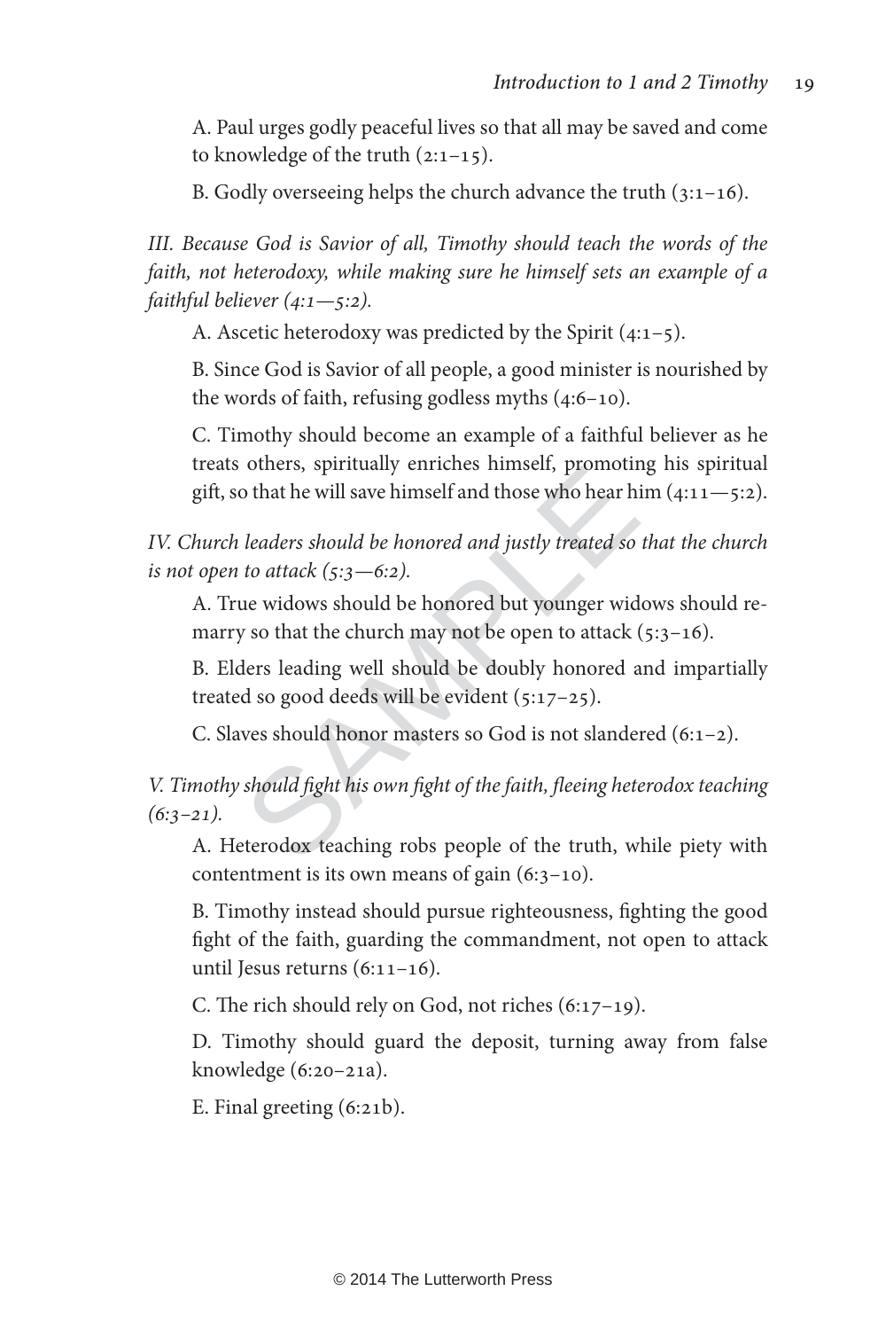A. Paul urges godly peaceful lives so that all may be saved and come to knowledge of the truth (2:1–15).

B. Godly overseeing helps the church advance the truth (3:1–16).

*III. Because God is Savior of all, Timothy should teach the words of the faith, not heterodoxy, while making sure he himself sets an example of a faithful believer (4:1—5:2).*

A. Ascetic heterodoxy was predicted by the Spirit (4:1–5).

B. Since God is Savior of all people, a good minister is nourished by the words of faith, refusing godless myths (4:6–10).

C. Timothy should become an example of a faithful believer as he treats others, spiritually enriches himself, promoting his spiritual gift, so that he will save himself and those who hear him (4:11—5:2).

*IV. Church leaders should be honored and justly treated so that the church is not open to attack (5:3—6:2).*

A. True widows should be honored but younger widows should remarry so that the church may not be open to attack (5:3–16).

B. Elders leading well should be doubly honored and impartially treated so good deeds will be evident (5:17–25).

C. Slaves should honor masters so God is not slandered (6:1–2).

*V. Timothy should fight his own fight of the faith, fleeing heterodox teaching (6:3–21).*

A. Heterodox teaching robs people of the truth, while piety with contentment is its own means of gain (6:3–10).

B. Timothy instead should pursue righteousness, fighting the good fight of the faith, guarding the commandment, not open to attack until Jesus returns (6:11–16).

C. The rich should rely on God, not riches (6:17–19).

D. Timothy should guard the deposit, turning away from false knowledge (6:20–21a).

E. Final greeting (6:21b).